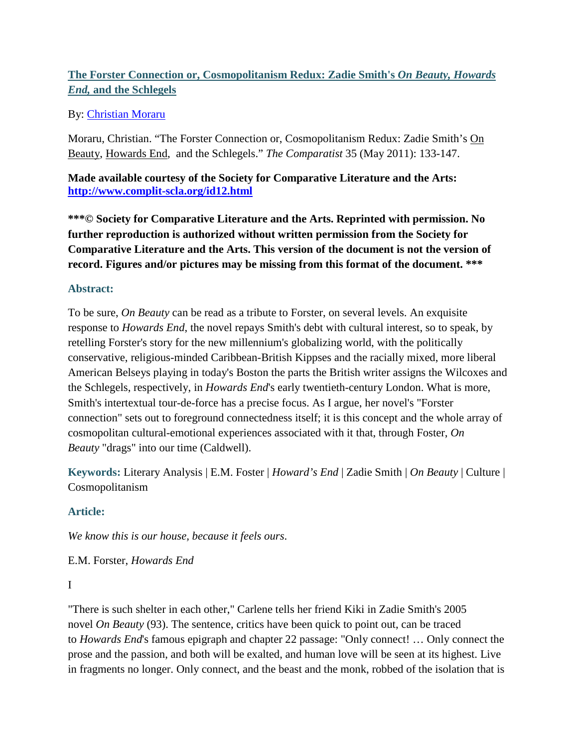## [The Forster Connection or, Cosmopolitanism Redux: Zadie Smith's *On Beauty, Howards End,* and the Schlegels](#)

By: [Christian Moraru](#)

Moraru, Christian. "The Forster Connection or, Cosmopolitanism Redux: Zadie Smith's On Beauty, Howards End, and the Schlegels." *The Comparatist* 35 (May 2011): 133-147.

**Made available courtesy of the Society for Comparative Literature and the Arts: [http://www.complit-scla.org/id12.html](http://www.complit-scla.org/id12.html)**

**\*\*\*© Society for Comparative Literature and the Arts. Reprinted with permission. No further reproduction is authorized without written permission from the Society for Comparative Literature and the Arts. This version of the document is not the version of record. Figures and/or pictures may be missing from this format of the document. \*\*\***

### Abstract:

To be sure, *On Beauty* can be read as a tribute to Forster, on several levels. An exquisite response to *Howards End*, the novel repays Smith's debt with cultural interest, so to speak, by retelling Forster's story for the new millennium's globalizing world, with the politically conservative, religious-minded Caribbean-British Kippses and the racially mixed, more liberal American Belseys playing in today's Boston the parts the British writer assigns the Wilcoxes and the Schlegels, respectively, in *Howards End*'s early twentieth-century London. What is more, Smith's intertextual tour-de-force has a precise focus. As I argue, her novel's "Forster connection" sets out to foreground connectedness itself; it is this concept and the whole array of cosmopolitan cultural-emotional experiences associated with it that, through Foster, *On Beauty* "drags" into our time (Caldwell).

**Keywords:** Literary Analysis | E.M. Foster | *Howard's End* | Zadie Smith | *On Beauty* | Culture | Cosmopolitanism

### Article:

*We know this is our house, because it feels ours*.

E.M. Forster, *Howards End*

I

"There is such shelter in each other," Carlene tells her friend Kiki in Zadie Smith's 2005 novel *On Beauty* (93). The sentence, critics have been quick to point out, can be traced to *Howards End*'s famous epigraph and chapter 22 passage: "Only connect! … Only connect the prose and the passion, and both will be exalted, and human love will be seen at its highest. Live in fragments no longer. Only connect, and the beast and the monk, robbed of the isolation that is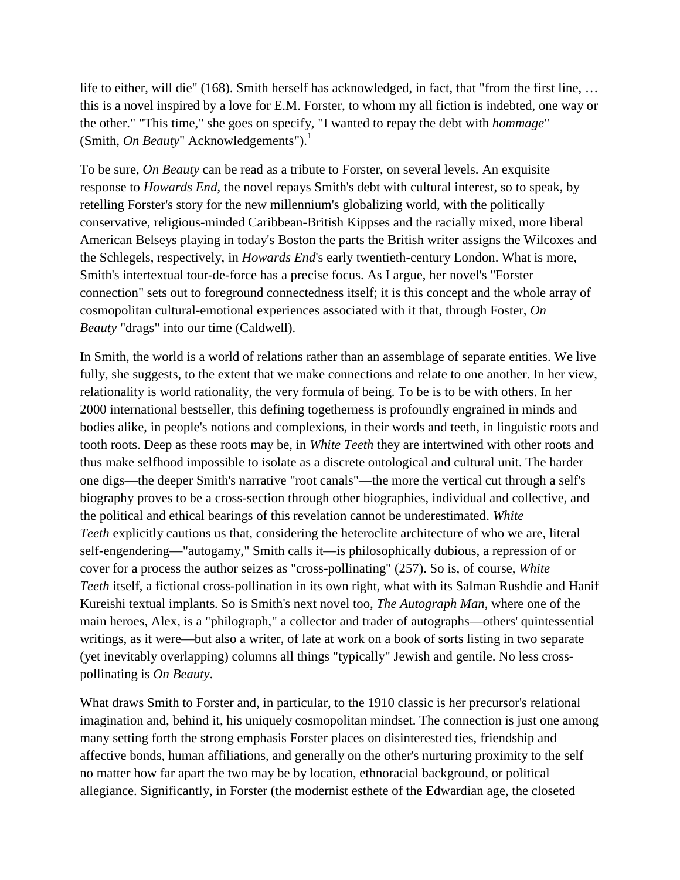life to either, will die" (168). Smith herself has acknowledged, in fact, that "from the first line, … this is a novel inspired by a love for E.M. Forster, to whom my all fiction is indebted, one way or the other." "This time," she goes on specify, "I wanted to repay the debt with *hommage*" (Smith, *On Beauty*" Acknowledgements").[1]

To be sure, *On Beauty* can be read as a tribute to Forster, on several levels. An exquisite response to *Howards End*, the novel repays Smith's debt with cultural interest, so to speak, by retelling Forster's story for the new millennium's globalizing world, with the politically conservative, religious-minded Caribbean-British Kippses and the racially mixed, more liberal American Belseys playing in today's Boston the parts the British writer assigns the Wilcoxes and the Schlegels, respectively, in *Howards End*'s early twentieth-century London. What is more, Smith's intertextual tour-de-force has a precise focus. As I argue, her novel's "Forster connection" sets out to foreground connectedness itself; it is this concept and the whole array of cosmopolitan cultural-emotional experiences associated with it that, through Foster, *On Beauty* "drags" into our time (Caldwell).

In Smith, the world is a world of relations rather than an assemblage of separate entities. We live fully, she suggests, to the extent that we make connections and relate to one another. In her view, relationality is world rationality, the very formula of being. To be is to be with others. In her 2000 international bestseller, this defining togetherness is profoundly engrained in minds and bodies alike, in people's notions and complexions, in their words and teeth, in linguistic roots and tooth roots. Deep as these roots may be, in *White Teeth* they are intertwined with other roots and thus make selfhood impossible to isolate as a discrete ontological and cultural unit. The harder one digs—the deeper Smith's narrative "root canals"—the more the vertical cut through a self's biography proves to be a cross-section through other biographies, individual and collective, and the political and ethical bearings of this revelation cannot be underestimated. *White Teeth* explicitly cautions us that, considering the heteroclite architecture of who we are, literal self-engendering—"autogamy," Smith calls it—is philosophically dubious, a repression of or cover for a process the author seizes as "cross-pollinating" (257). So is, of course, *White Teeth* itself, a fictional cross-pollination in its own right, what with its Salman Rushdie and Hanif Kureishi textual implants. So is Smith's next novel too, *The Autograph Man*, where one of the main heroes, Alex, is a "philograph," a collector and trader of autographs—others' quintessential writings, as it were—but also a writer, of late at work on a book of sorts listing in two separate (yet inevitably overlapping) columns all things "typically" Jewish and gentile. No less cross-pollinating is *On Beauty*.

What draws Smith to Forster and, in particular, to the 1910 classic is her precursor's relational imagination and, behind it, his uniquely cosmopolitan mindset. The connection is just one among many setting forth the strong emphasis Forster places on disinterested ties, friendship and affective bonds, human affiliations, and generally on the other's nurturing proximity to the self no matter how far apart the two may be by location, ethnoracial background, or political allegiance. Significantly, in Forster (the modernist esthete of the Edwardian age, the closeted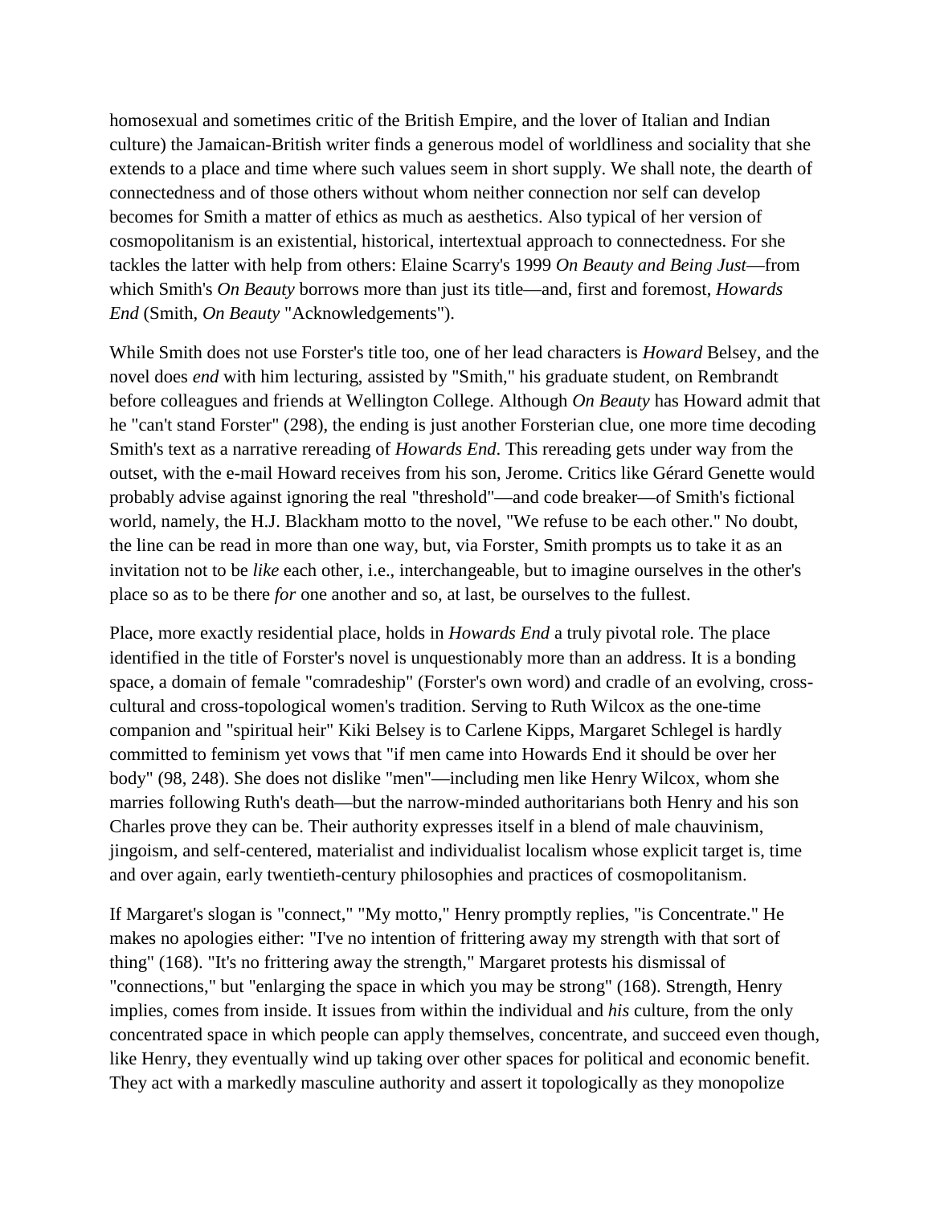homosexual and sometimes critic of the British Empire, and the lover of Italian and Indian culture) the Jamaican-British writer finds a generous model of worldliness and sociality that she extends to a place and time where such values seem in short supply. We shall note, the dearth of connectedness and of those others without whom neither connection nor self can develop becomes for Smith a matter of ethics as much as aesthetics. Also typical of her version of cosmopolitanism is an existential, historical, intertextual approach to connectedness. For she tackles the latter with help from others: Elaine Scarry's 1999 *On Beauty and Being Just*—from which Smith's *On Beauty* borrows more than just its title—and, first and foremost, *Howards End* (Smith, *On Beauty* "Acknowledgements").

While Smith does not use Forster's title too, one of her lead characters is *Howard* Belsey, and the novel does *end* with him lecturing, assisted by "Smith," his graduate student, on Rembrandt before colleagues and friends at Wellington College. Although *On Beauty* has Howard admit that he "can't stand Forster" (298), the ending is just another Forsterian clue, one more time decoding Smith's text as a narrative rereading of *Howards End*. This rereading gets under way from the outset, with the e-mail Howard receives from his son, Jerome. Critics like Gérard Genette would probably advise against ignoring the real "threshold"—and code breaker—of Smith's fictional world, namely, the H.J. Blackham motto to the novel, "We refuse to be each other." No doubt, the line can be read in more than one way, but, via Forster, Smith prompts us to take it as an invitation not to be *like* each other, i.e., interchangeable, but to imagine ourselves in the other's place so as to be there *for* one another and so, at last, be ourselves to the fullest.

Place, more exactly residential place, holds in *Howards End* a truly pivotal role. The place identified in the title of Forster's novel is unquestionably more than an address. It is a bonding space, a domain of female "comradeship" (Forster's own word) and cradle of an evolving, cross-cultural and cross-topological women's tradition. Serving to Ruth Wilcox as the one-time companion and "spiritual heir" Kiki Belsey is to Carlene Kipps, Margaret Schlegel is hardly committed to feminism yet vows that "if men came into Howards End it should be over her body" (98, 248). She does not dislike "men"—including men like Henry Wilcox, whom she marries following Ruth's death—but the narrow-minded authoritarians both Henry and his son Charles prove they can be. Their authority expresses itself in a blend of male chauvinism, jingoism, and self-centered, materialist and individualist localism whose explicit target is, time and over again, early twentieth-century philosophies and practices of cosmopolitanism.

If Margaret's slogan is "connect," "My motto," Henry promptly replies, "is Concentrate." He makes no apologies either: "I've no intention of frittering away my strength with that sort of thing" (168). "It's no frittering away the strength," Margaret protests his dismissal of "connections," but "enlarging the space in which you may be strong" (168). Strength, Henry implies, comes from inside. It issues from within the individual and *his* culture, from the only concentrated space in which people can apply themselves, concentrate, and succeed even though, like Henry, they eventually wind up taking over other spaces for political and economic benefit. They act with a markedly masculine authority and assert it topologically as they monopolize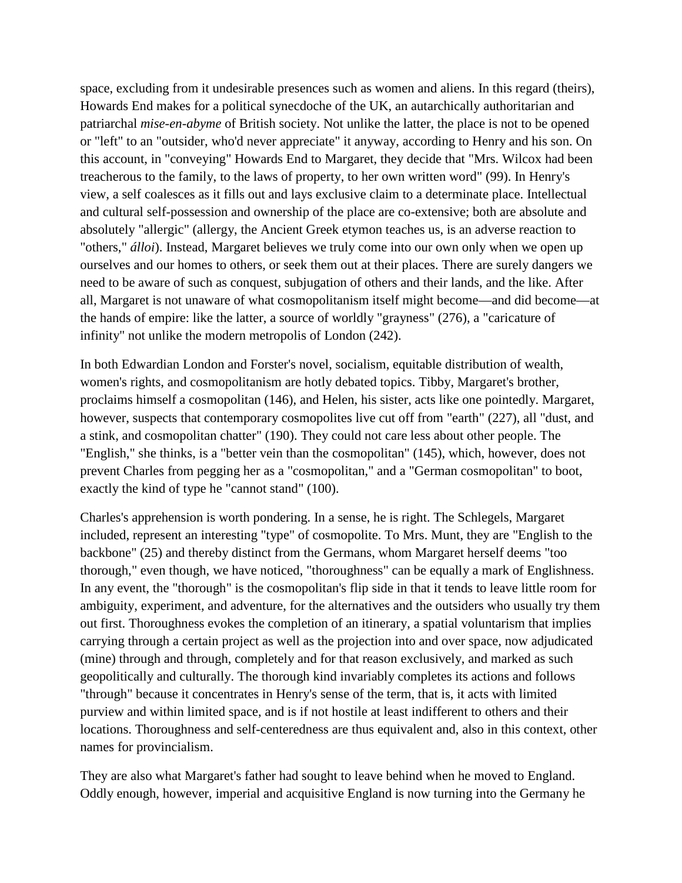space, excluding from it undesirable presences such as women and aliens. In this regard (theirs), Howards End makes for a political synecdoche of the UK, an autarchically authoritarian and patriarchal *mise-en-abyme* of British society. Not unlike the latter, the place is not to be opened or "left" to an "outsider, who'd never appreciate" it anyway, according to Henry and his son. On this account, in "conveying" Howards End to Margaret, they decide that "Mrs. Wilcox had been treacherous to the family, to the laws of property, to her own written word" (99). In Henry's view, a self coalesces as it fills out and lays exclusive claim to a determinate place. Intellectual and cultural self-possession and ownership of the place are co-extensive; both are absolute and absolutely "allergic" (allergy, the Ancient Greek etymon teaches us, is an adverse reaction to "others," *álloi*). Instead, Margaret believes we truly come into our own only when we open up ourselves and our homes to others, or seek them out at their places. There are surely dangers we need to be aware of such as conquest, subjugation of others and their lands, and the like. After all, Margaret is not unaware of what cosmopolitanism itself might become—and did become—at the hands of empire: like the latter, a source of worldly "grayness" (276), a "caricature of infinity" not unlike the modern metropolis of London (242).

In both Edwardian London and Forster's novel, socialism, equitable distribution of wealth, women's rights, and cosmopolitanism are hotly debated topics. Tibby, Margaret's brother, proclaims himself a cosmopolitan (146), and Helen, his sister, acts like one pointedly. Margaret, however, suspects that contemporary cosmopolites live cut off from "earth" (227), all "dust, and a stink, and cosmopolitan chatter" (190). They could not care less about other people. The "English," she thinks, is a "better vein than the cosmopolitan" (145), which, however, does not prevent Charles from pegging her as a "cosmopolitan," and a "German cosmopolitan" to boot, exactly the kind of type he "cannot stand" (100).

Charles's apprehension is worth pondering. In a sense, he is right. The Schlegels, Margaret included, represent an interesting "type" of cosmopolite. To Mrs. Munt, they are "English to the backbone" (25) and thereby distinct from the Germans, whom Margaret herself deems "too thorough," even though, we have noticed, "thoroughness" can be equally a mark of Englishness. In any event, the "thorough" is the cosmopolitan's flip side in that it tends to leave little room for ambiguity, experiment, and adventure, for the alternatives and the outsiders who usually try them out first. Thoroughness evokes the completion of an itinerary, a spatial voluntarism that implies carrying through a certain project as well as the projection into and over space, now adjudicated (mine) through and through, completely and for that reason exclusively, and marked as such geopolitically and culturally. The thorough kind invariably completes its actions and follows "through" because it concentrates in Henry's sense of the term, that is, it acts with limited purview and within limited space, and is if not hostile at least indifferent to others and their locations. Thoroughness and self-centeredness are thus equivalent and, also in this context, other names for provincialism.

They are also what Margaret's father had sought to leave behind when he moved to England. Oddly enough, however, imperial and acquisitive England is now turning into the Germany he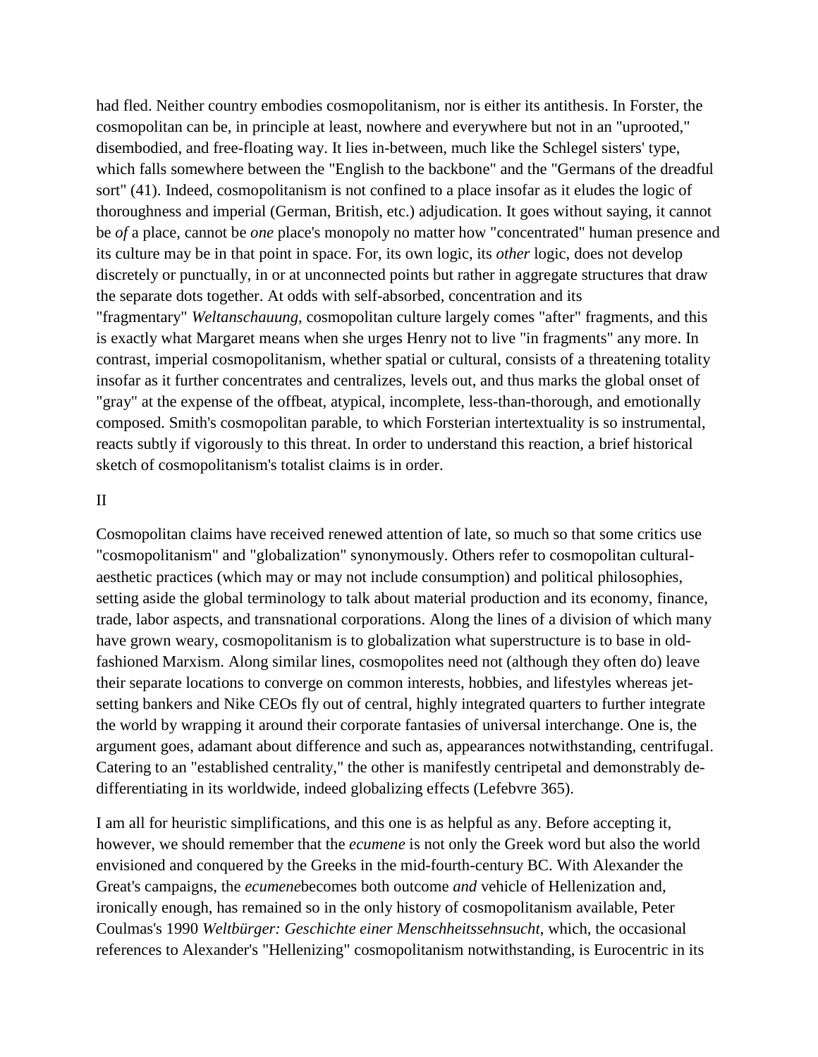had fled. Neither country embodies cosmopolitanism, nor is either its antithesis. In Forster, the cosmopolitan can be, in principle at least, nowhere and everywhere but not in an "uprooted," disembodied, and free-floating way. It lies in-between, much like the Schlegel sisters' type, which falls somewhere between the "English to the backbone" and the "Germans of the dreadful sort" (41). Indeed, cosmopolitanism is not confined to a place insofar as it eludes the logic of thoroughness and imperial (German, British, etc.) adjudication. It goes without saying, it cannot be *of* a place, cannot be *one* place's monopoly no matter how "concentrated" human presence and its culture may be in that point in space. For, its own logic, its *other* logic, does not develop discretely or punctually, in or at unconnected points but rather in aggregate structures that draw the separate dots together. At odds with self-absorbed, concentration and its "fragmentary" *Weltanschauung*, cosmopolitan culture largely comes "after" fragments, and this is exactly what Margaret means when she urges Henry not to live "in fragments" any more. In contrast, imperial cosmopolitanism, whether spatial or cultural, consists of a threatening totality insofar as it further concentrates and centralizes, levels out, and thus marks the global onset of "gray" at the expense of the offbeat, atypical, incomplete, less-than-thorough, and emotionally composed. Smith's cosmopolitan parable, to which Forsterian intertextuality is so instrumental, reacts subtly if vigorously to this threat. In order to understand this reaction, a brief historical sketch of cosmopolitanism's totalist claims is in order.

## II

Cosmopolitan claims have received renewed attention of late, so much so that some critics use "cosmopolitanism" and "globalization" synonymously. Others refer to cosmopolitan cultural-aesthetic practices (which may or may not include consumption) and political philosophies, setting aside the global terminology to talk about material production and its economy, finance, trade, labor aspects, and transnational corporations. Along the lines of a division of which many have grown weary, cosmopolitanism is to globalization what superstructure is to base in old-fashioned Marxism. Along similar lines, cosmopolites need not (although they often do) leave their separate locations to converge on common interests, hobbies, and lifestyles whereas jet-setting bankers and Nike CEOs fly out of central, highly integrated quarters to further integrate the world by wrapping it around their corporate fantasies of universal interchange. One is, the argument goes, adamant about difference and such as, appearances notwithstanding, centrifugal. Catering to an "established centrality," the other is manifestly centripetal and demonstrably de-differentiating in its worldwide, indeed globalizing effects (Lefebvre 365).

I am all for heuristic simplifications, and this one is as helpful as any. Before accepting it, however, we should remember that the *ecumene* is not only the Greek word but also the world envisioned and conquered by the Greeks in the mid-fourth-century BC. With Alexander the Great's campaigns, the *ecumene*becomes both outcome *and* vehicle of Hellenization and, ironically enough, has remained so in the only history of cosmopolitanism available, Peter Coulmas's 1990 *Weltbürger: Geschichte einer Menschheitssehnsucht*, which, the occasional references to Alexander's "Hellenizing" cosmopolitanism notwithstanding, is Eurocentric in its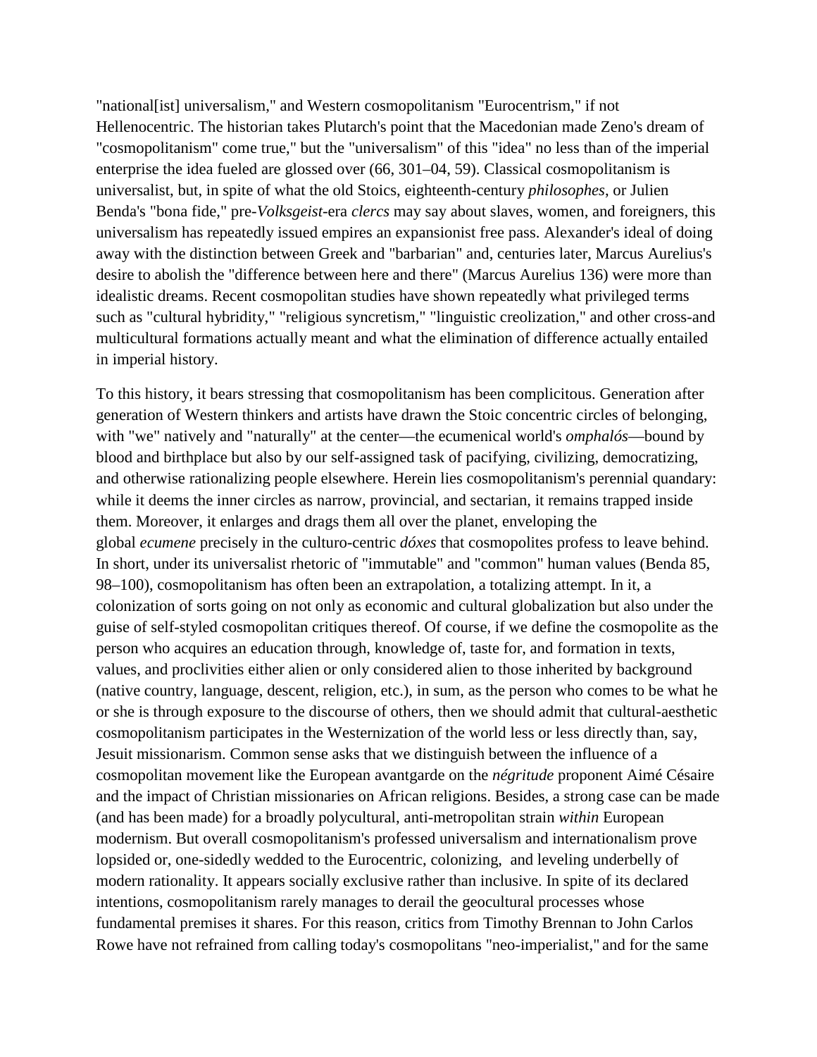"national[ist] universalism," and Western cosmopolitanism "Eurocentrism," if not Hellenocentric. The historian takes Plutarch's point that the Macedonian made Zeno's dream of "cosmopolitanism" come true," but the "universalism" of this "idea" no less than of the imperial enterprise the idea fueled are glossed over (66, 301–04, 59). Classical cosmopolitanism is universalist, but, in spite of what the old Stoics, eighteenth-century *philosophes*, or Julien Benda's "bona fide," pre-*Volksgeist*-era *clercs* may say about slaves, women, and foreigners, this universalism has repeatedly issued empires an expansionist free pass. Alexander's ideal of doing away with the distinction between Greek and "barbarian" and, centuries later, Marcus Aurelius's desire to abolish the "difference between here and there" (Marcus Aurelius 136) were more than idealistic dreams. Recent cosmopolitan studies have shown repeatedly what privileged terms such as "cultural hybridity," "religious syncretism," "linguistic creolization," and other cross-and multicultural formations actually meant and what the elimination of difference actually entailed in imperial history.

To this history, it bears stressing that cosmopolitanism has been complicitous. Generation after generation of Western thinkers and artists have drawn the Stoic concentric circles of belonging, with "we" natively and "naturally" at the center—the ecumenical world's *omphalós*—bound by blood and birthplace but also by our self-assigned task of pacifying, civilizing, democratizing, and otherwise rationalizing people elsewhere. Herein lies cosmopolitanism's perennial quandary: while it deems the inner circles as narrow, provincial, and sectarian, it remains trapped inside them. Moreover, it enlarges and drags them all over the planet, enveloping the global *ecumene* precisely in the culturo-centric *dóxes* that cosmopolites profess to leave behind. In short, under its universalist rhetoric of "immutable" and "common" human values (Benda 85, 98–100), cosmopolitanism has often been an extrapolation, a totalizing attempt. In it, a colonization of sorts going on not only as economic and cultural globalization but also under the guise of self-styled cosmopolitan critiques thereof. Of course, if we define the cosmopolite as the person who acquires an education through, knowledge of, taste for, and formation in texts, values, and proclivities either alien or only considered alien to those inherited by background (native country, language, descent, religion, etc.), in sum, as the person who comes to be what he or she is through exposure to the discourse of others, then we should admit that cultural-aesthetic cosmopolitanism participates in the Westernization of the world less or less directly than, say, Jesuit missionarism. Common sense asks that we distinguish between the influence of a cosmopolitan movement like the European avantgarde on the *négritude* proponent Aimé Césaire and the impact of Christian missionaries on African religions. Besides, a strong case can be made (and has been made) for a broadly polycultural, anti-metropolitan strain *within* European modernism. But overall cosmopolitanism's professed universalism and internationalism prove lopsided or, one-sidedly wedded to the Eurocentric, colonizing, and leveling underbelly of modern rationality. It appears socially exclusive rather than inclusive. In spite of its declared intentions, cosmopolitanism rarely manages to derail the geocultural processes whose fundamental premises it shares. For this reason, critics from Timothy Brennan to John Carlos Rowe have not refrained from calling today's cosmopolitans "neo-imperialist," and for the same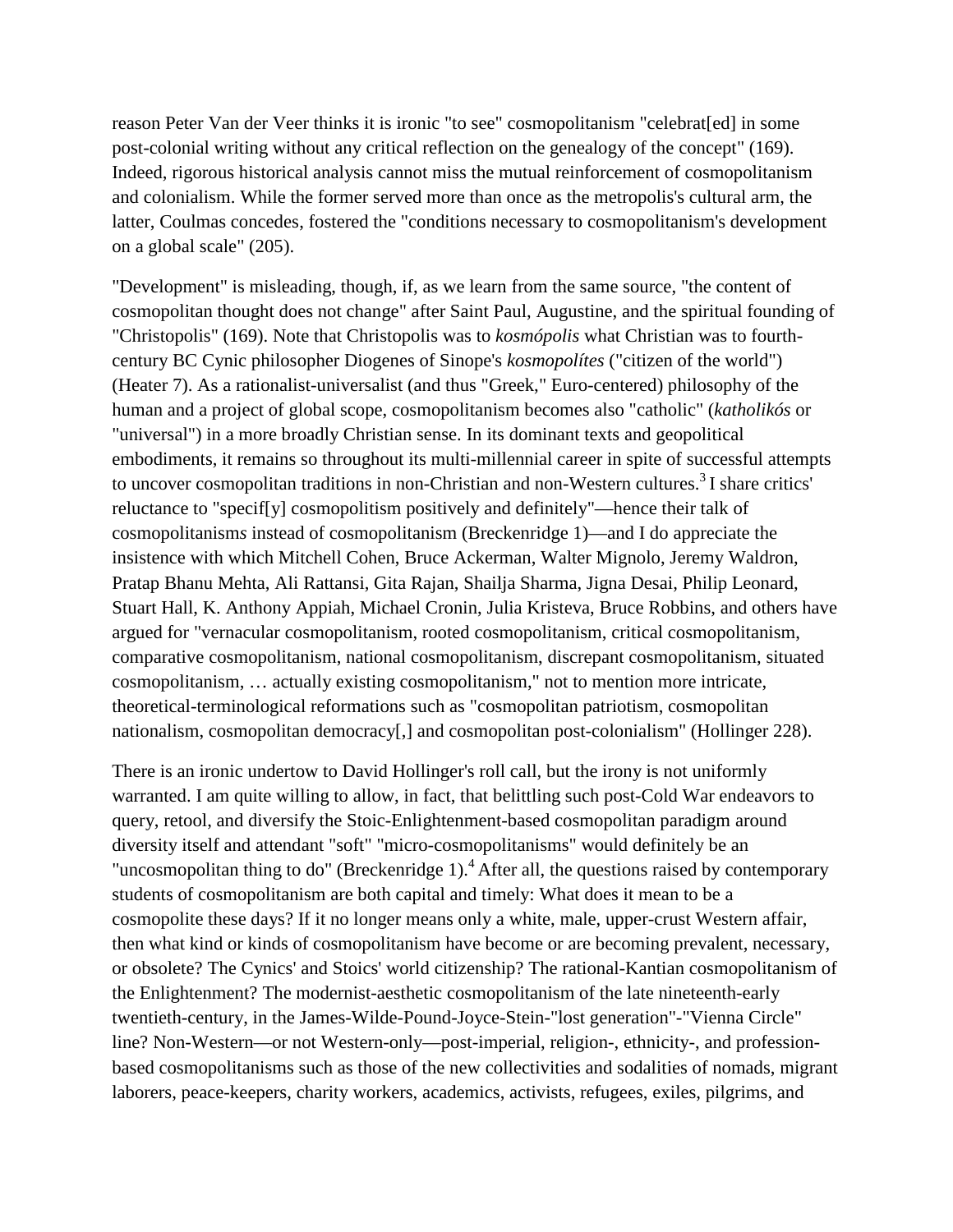reason Peter Van der Veer thinks it is ironic "to see" cosmopolitanism "celebrat[ed] in some post-colonial writing without any critical reflection on the genealogy of the concept" (169). Indeed, rigorous historical analysis cannot miss the mutual reinforcement of cosmopolitanism and colonialism. While the former served more than once as the metropolis's cultural arm, the latter, Coulmas concedes, fostered the "conditions necessary to cosmopolitanism's development on a global scale" (205).

"Development" is misleading, though, if, as we learn from the same source, "the content of cosmopolitan thought does not change" after Saint Paul, Augustine, and the spiritual founding of "Christopolis" (169). Note that Christopolis was to *kosmópolis* what Christian was to fourth-century BC Cynic philosopher Diogenes of Sinope's *kosmopolítes* ("citizen of the world") (Heater 7). As a rationalist-universalist (and thus "Greek," Euro-centered) philosophy of the human and a project of global scope, cosmopolitanism becomes also "catholic" (*katholikós* or "universal") in a more broadly Christian sense. In its dominant texts and geopolitical embodiments, it remains so throughout its multi-millennial career in spite of successful attempts to uncover cosmopolitan traditions in non-Christian and non-Western cultures.[3] I share critics' reluctance to "specif[y] cosmopolitism positively and definitely"—hence their talk of cosmopolitanism*s* instead of cosmopolitanism (Breckenridge 1)—and I do appreciate the insistence with which Mitchell Cohen, Bruce Ackerman, Walter Mignolo, Jeremy Waldron, Pratap Bhanu Mehta, Ali Rattansi, Gita Rajan, Shailja Sharma, Jigna Desai, Philip Leonard, Stuart Hall, K. Anthony Appiah, Michael Cronin, Julia Kristeva, Bruce Robbins, and others have argued for "vernacular cosmopolitanism, rooted cosmopolitanism, critical cosmopolitanism, comparative cosmopolitanism, national cosmopolitanism, discrepant cosmopolitanism, situated cosmopolitanism, … actually existing cosmopolitanism," not to mention more intricate, theoretical-terminological reformations such as "cosmopolitan patriotism, cosmopolitan nationalism, cosmopolitan democracy[,] and cosmopolitan post-colonialism" (Hollinger 228).

There is an ironic undertow to David Hollinger's roll call, but the irony is not uniformly warranted. I am quite willing to allow, in fact, that belittling such post-Cold War endeavors to query, retool, and diversify the Stoic-Enlightenment-based cosmopolitan paradigm around diversity itself and attendant "soft" "micro-cosmopolitanisms" would definitely be an "uncosmopolitan thing to do" (Breckenridge 1).[4] After all, the questions raised by contemporary students of cosmopolitanism are both capital and timely: What does it mean to be a cosmopolite these days? If it no longer means only a white, male, upper-crust Western affair, then what kind or kinds of cosmopolitanism have become or are becoming prevalent, necessary, or obsolete? The Cynics' and Stoics' world citizenship? The rational-Kantian cosmopolitanism of the Enlightenment? The modernist-aesthetic cosmopolitanism of the late nineteenth-early twentieth-century, in the James-Wilde-Pound-Joyce-Stein-"lost generation"-"Vienna Circle" line? Non-Western—or not Western-only—post-imperial, religion-, ethnicity-, and profession-based cosmopolitanisms such as those of the new collectivities and sodalities of nomads, migrant laborers, peace-keepers, charity workers, academics, activists, refugees, exiles, pilgrims, and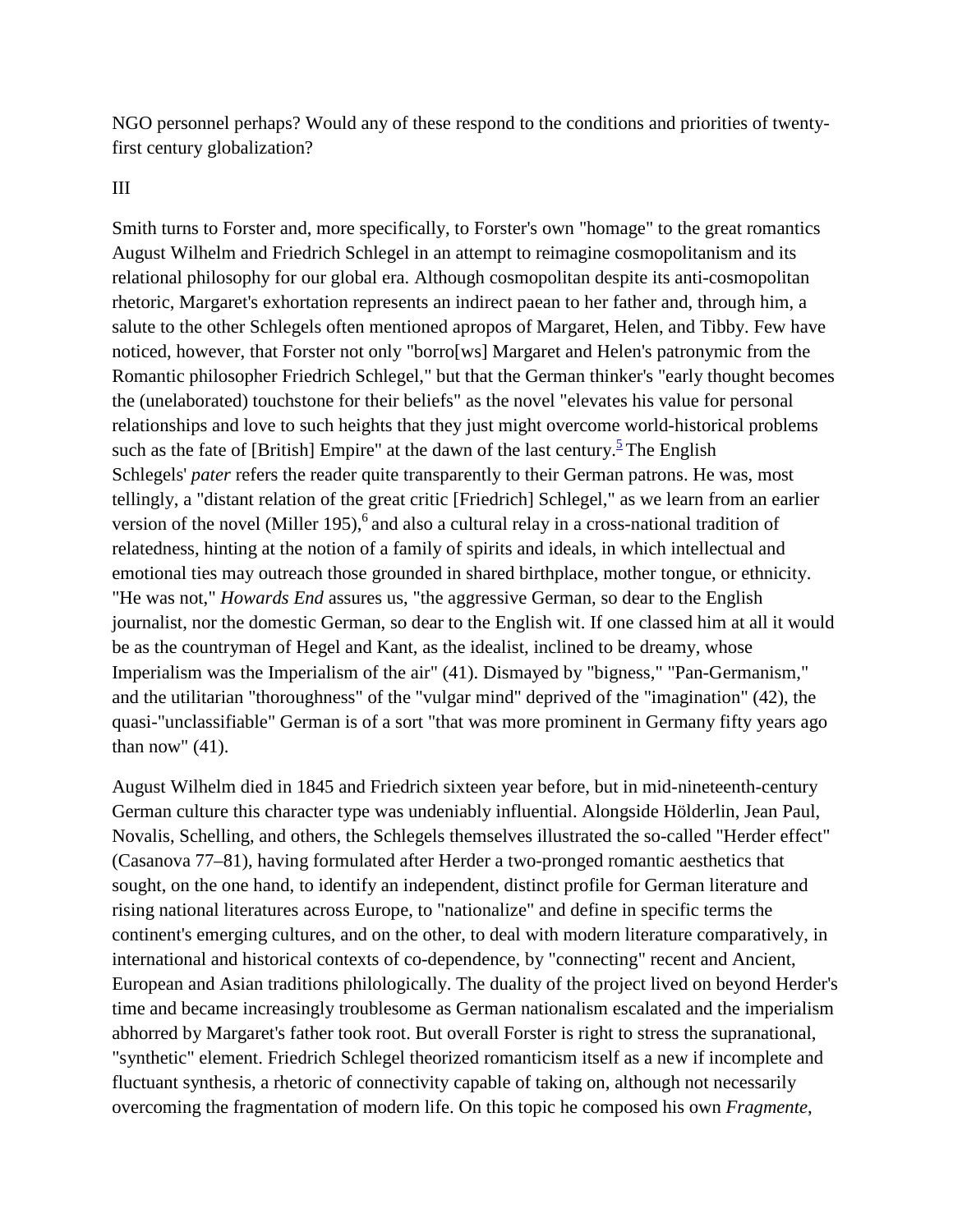NGO personnel perhaps? Would any of these respond to the conditions and priorities of twenty-first century globalization?

III

Smith turns to Forster and, more specifically, to Forster's own "homage" to the great romantics August Wilhelm and Friedrich Schlegel in an attempt to reimagine cosmopolitanism and its relational philosophy for our global era. Although cosmopolitan despite its anti-cosmopolitan rhetoric, Margaret's exhortation represents an indirect paean to her father and, through him, a salute to the other Schlegels often mentioned apropos of Margaret, Helen, and Tibby. Few have noticed, however, that Forster not only "borro[ws] Margaret and Helen's patronymic from the Romantic philosopher Friedrich Schlegel," but that the German thinker's "early thought becomes the (unelaborated) touchstone for their beliefs" as the novel "elevates his value for personal relationships and love to such heights that they just might overcome world-historical problems such as the fate of [British] Empire" at the dawn of the last century.[5] The English Schlegels' *pater* refers the reader quite transparently to their German patrons. He was, most tellingly, a "distant relation of the great critic [Friedrich] Schlegel," as we learn from an earlier version of the novel (Miller 195),[6] and also a cultural relay in a cross-national tradition of relatedness, hinting at the notion of a family of spirits and ideals, in which intellectual and emotional ties may outreach those grounded in shared birthplace, mother tongue, or ethnicity. "He was not," *Howards End* assures us, "the aggressive German, so dear to the English journalist, nor the domestic German, so dear to the English wit. If one classed him at all it would be as the countryman of Hegel and Kant, as the idealist, inclined to be dreamy, whose Imperialism was the Imperialism of the air" (41). Dismayed by "bigness," "Pan-Germanism," and the utilitarian "thoroughness" of the "vulgar mind" deprived of the "imagination" (42), the quasi-"unclassifiable" German is of a sort "that was more prominent in Germany fifty years ago than now" (41).

August Wilhelm died in 1845 and Friedrich sixteen year before, but in mid-nineteenth-century German culture this character type was undeniably influential. Alongside Hölderlin, Jean Paul, Novalis, Schelling, and others, the Schlegels themselves illustrated the so-called "Herder effect" (Casanova 77–81), having formulated after Herder a two-pronged romantic aesthetics that sought, on the one hand, to identify an independent, distinct profile for German literature and rising national literatures across Europe, to "nationalize" and define in specific terms the continent's emerging cultures, and on the other, to deal with modern literature comparatively, in international and historical contexts of co-dependence, by "connecting" recent and Ancient, European and Asian traditions philologically. The duality of the project lived on beyond Herder's time and became increasingly troublesome as German nationalism escalated and the imperialism abhorred by Margaret's father took root. But overall Forster is right to stress the supranational, "synthetic" element. Friedrich Schlegel theorized romanticism itself as a new if incomplete and fluctuant synthesis, a rhetoric of connectivity capable of taking on, although not necessarily overcoming the fragmentation of modern life. On this topic he composed his own *Fragmente*,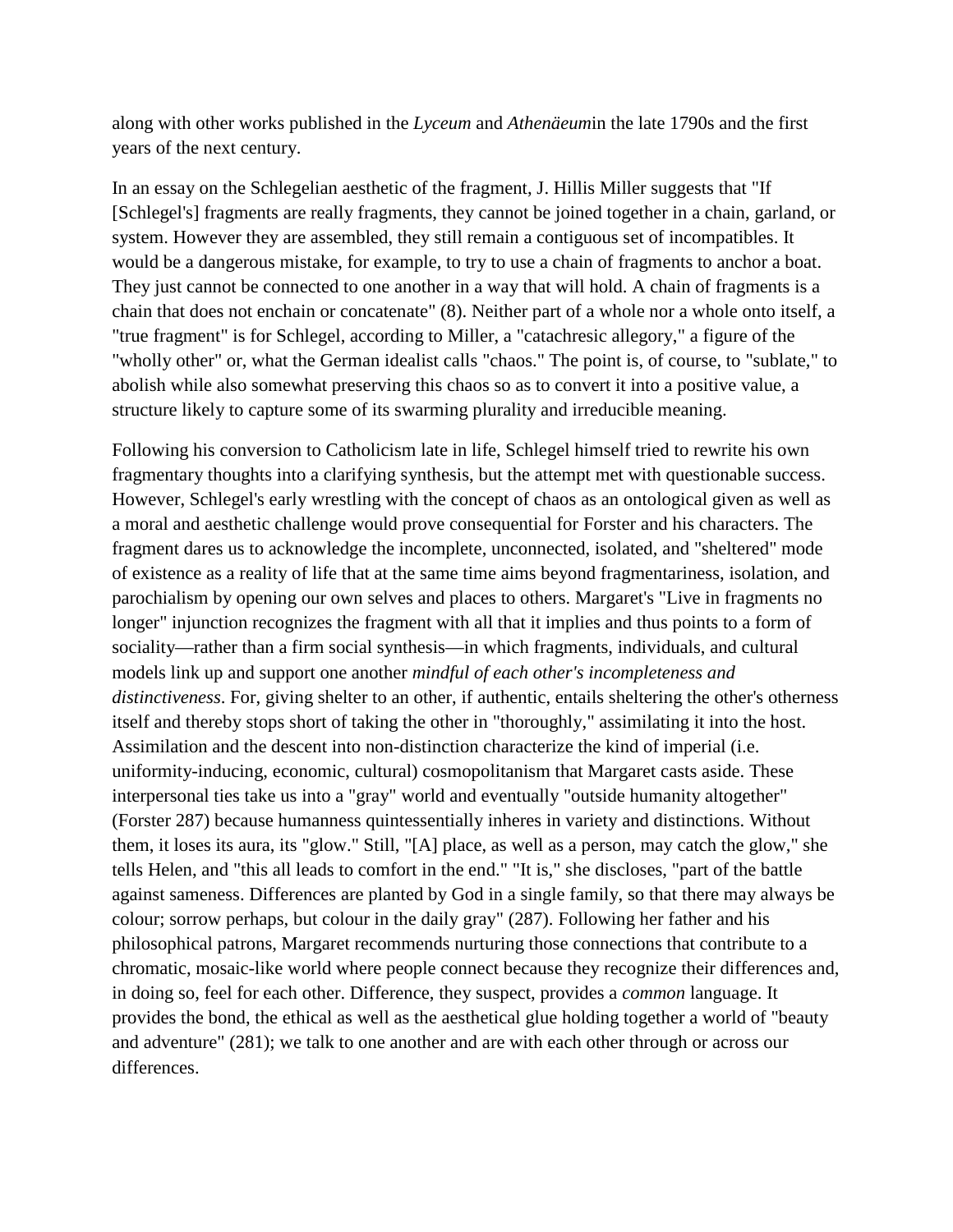along with other works published in the *Lyceum* and *Athenäeum*in the late 1790s and the first years of the next century.

In an essay on the Schlegelian aesthetic of the fragment, J. Hillis Miller suggests that "If [Schlegel's] fragments are really fragments, they cannot be joined together in a chain, garland, or system. However they are assembled, they still remain a contiguous set of incompatibles. It would be a dangerous mistake, for example, to try to use a chain of fragments to anchor a boat. They just cannot be connected to one another in a way that will hold. A chain of fragments is a chain that does not enchain or concatenate" (8). Neither part of a whole nor a whole onto itself, a "true fragment" is for Schlegel, according to Miller, a "catachresic allegory," a figure of the "wholly other" or, what the German idealist calls "chaos." The point is, of course, to "sublate," to abolish while also somewhat preserving this chaos so as to convert it into a positive value, a structure likely to capture some of its swarming plurality and irreducible meaning.

Following his conversion to Catholicism late in life, Schlegel himself tried to rewrite his own fragmentary thoughts into a clarifying synthesis, but the attempt met with questionable success. However, Schlegel's early wrestling with the concept of chaos as an ontological given as well as a moral and aesthetic challenge would prove consequential for Forster and his characters. The fragment dares us to acknowledge the incomplete, unconnected, isolated, and "sheltered" mode of existence as a reality of life that at the same time aims beyond fragmentariness, isolation, and parochialism by opening our own selves and places to others. Margaret's "Live in fragments no longer" injunction recognizes the fragment with all that it implies and thus points to a form of sociality—rather than a firm social synthesis—in which fragments, individuals, and cultural models link up and support one another *mindful of each other's incompleteness and distinctiveness*. For, giving shelter to an other, if authentic, entails sheltering the other's otherness itself and thereby stops short of taking the other in "thoroughly," assimilating it into the host. Assimilation and the descent into non-distinction characterize the kind of imperial (i.e. uniformity-inducing, economic, cultural) cosmopolitanism that Margaret casts aside. These interpersonal ties take us into a "gray" world and eventually "outside humanity altogether" (Forster 287) because humanness quintessentially inheres in variety and distinctions. Without them, it loses its aura, its "glow." Still, "[A] place, as well as a person, may catch the glow," she tells Helen, and "this all leads to comfort in the end." "It is," she discloses, "part of the battle against sameness. Differences are planted by God in a single family, so that there may always be colour; sorrow perhaps, but colour in the daily gray" (287). Following her father and his philosophical patrons, Margaret recommends nurturing those connections that contribute to a chromatic, mosaic-like world where people connect because they recognize their differences and, in doing so, feel for each other. Difference, they suspect, provides a *common* language. It provides the bond, the ethical as well as the aesthetical glue holding together a world of "beauty and adventure" (281); we talk to one another and are with each other through or across our differences.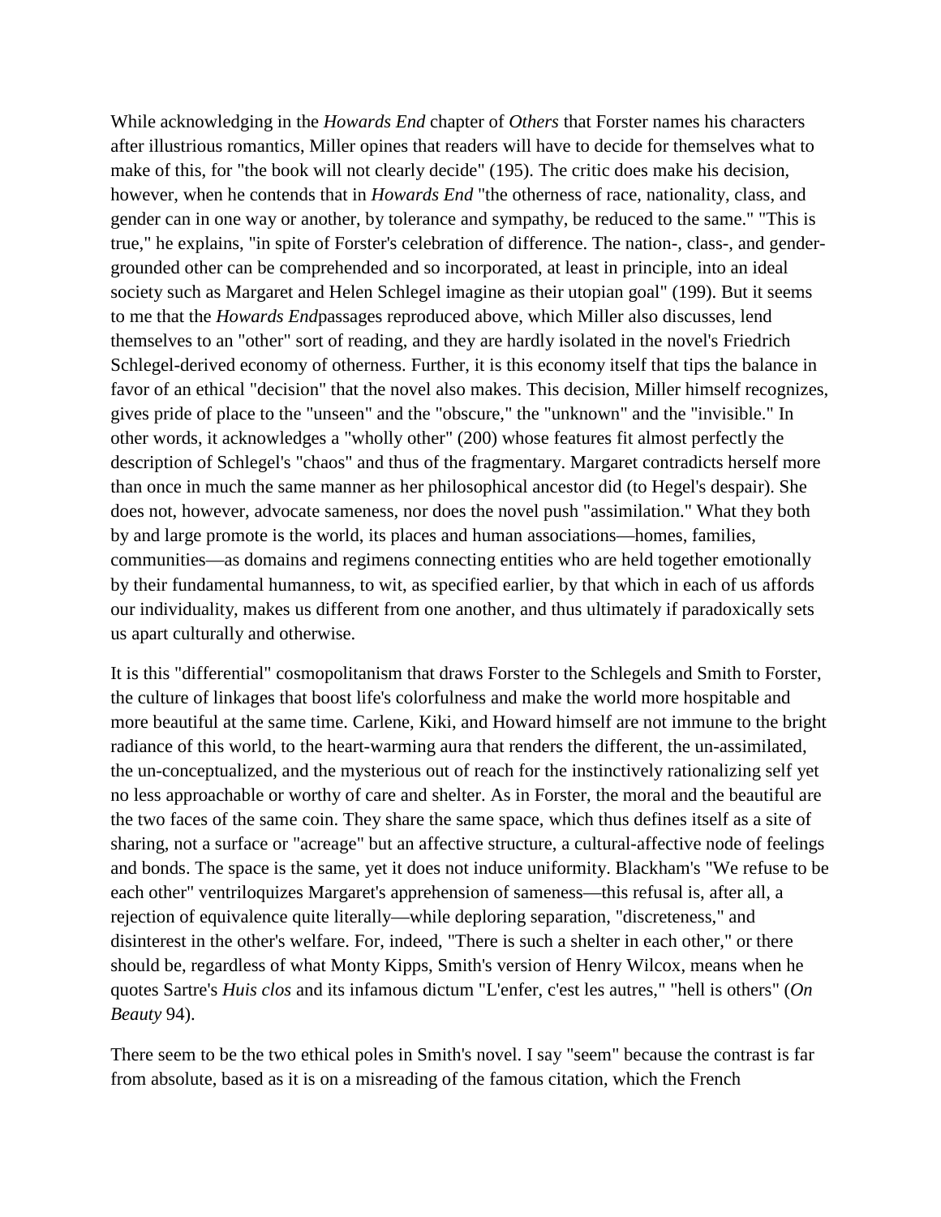While acknowledging in the *Howards End* chapter of *Others* that Forster names his characters after illustrious romantics, Miller opines that readers will have to decide for themselves what to make of this, for "the book will not clearly decide" (195). The critic does make his decision, however, when he contends that in *Howards End* "the otherness of race, nationality, class, and gender can in one way or another, by tolerance and sympathy, be reduced to the same." "This is true," he explains, "in spite of Forster's celebration of difference. The nation-, class-, and gender-grounded other can be comprehended and so incorporated, at least in principle, into an ideal society such as Margaret and Helen Schlegel imagine as their utopian goal" (199). But it seems to me that the *Howards End*passages reproduced above, which Miller also discusses, lend themselves to an "other" sort of reading, and they are hardly isolated in the novel's Friedrich Schlegel-derived economy of otherness. Further, it is this economy itself that tips the balance in favor of an ethical "decision" that the novel also makes. This decision, Miller himself recognizes, gives pride of place to the "unseen" and the "obscure," the "unknown" and the "invisible." In other words, it acknowledges a "wholly other" (200) whose features fit almost perfectly the description of Schlegel's "chaos" and thus of the fragmentary. Margaret contradicts herself more than once in much the same manner as her philosophical ancestor did (to Hegel's despair). She does not, however, advocate sameness, nor does the novel push "assimilation." What they both by and large promote is the world, its places and human associations—homes, families, communities—as domains and regimens connecting entities who are held together emotionally by their fundamental humanness, to wit, as specified earlier, by that which in each of us affords our individuality, makes us different from one another, and thus ultimately if paradoxically sets us apart culturally and otherwise.

It is this "differential" cosmopolitanism that draws Forster to the Schlegels and Smith to Forster, the culture of linkages that boost life's colorfulness and make the world more hospitable and more beautiful at the same time. Carlene, Kiki, and Howard himself are not immune to the bright radiance of this world, to the heart-warming aura that renders the different, the un-assimilated, the un-conceptualized, and the mysterious out of reach for the instinctively rationalizing self yet no less approachable or worthy of care and shelter. As in Forster, the moral and the beautiful are the two faces of the same coin. They share the same space, which thus defines itself as a site of sharing, not a surface or "acreage" but an affective structure, a cultural-affective node of feelings and bonds. The space is the same, yet it does not induce uniformity. Blackham's "We refuse to be each other" ventriloquizes Margaret's apprehension of sameness—this refusal is, after all, a rejection of equivalence quite literally—while deploring separation, "discreteness," and disinterest in the other's welfare. For, indeed, "There is such a shelter in each other," or there should be, regardless of what Monty Kipps, Smith's version of Henry Wilcox, means when he quotes Sartre's *Huis clos* and its infamous dictum "L'enfer, c'est les autres," "hell is others" (*On Beauty* 94).

There seem to be the two ethical poles in Smith's novel. I say "seem" because the contrast is far from absolute, based as it is on a misreading of the famous citation, which the French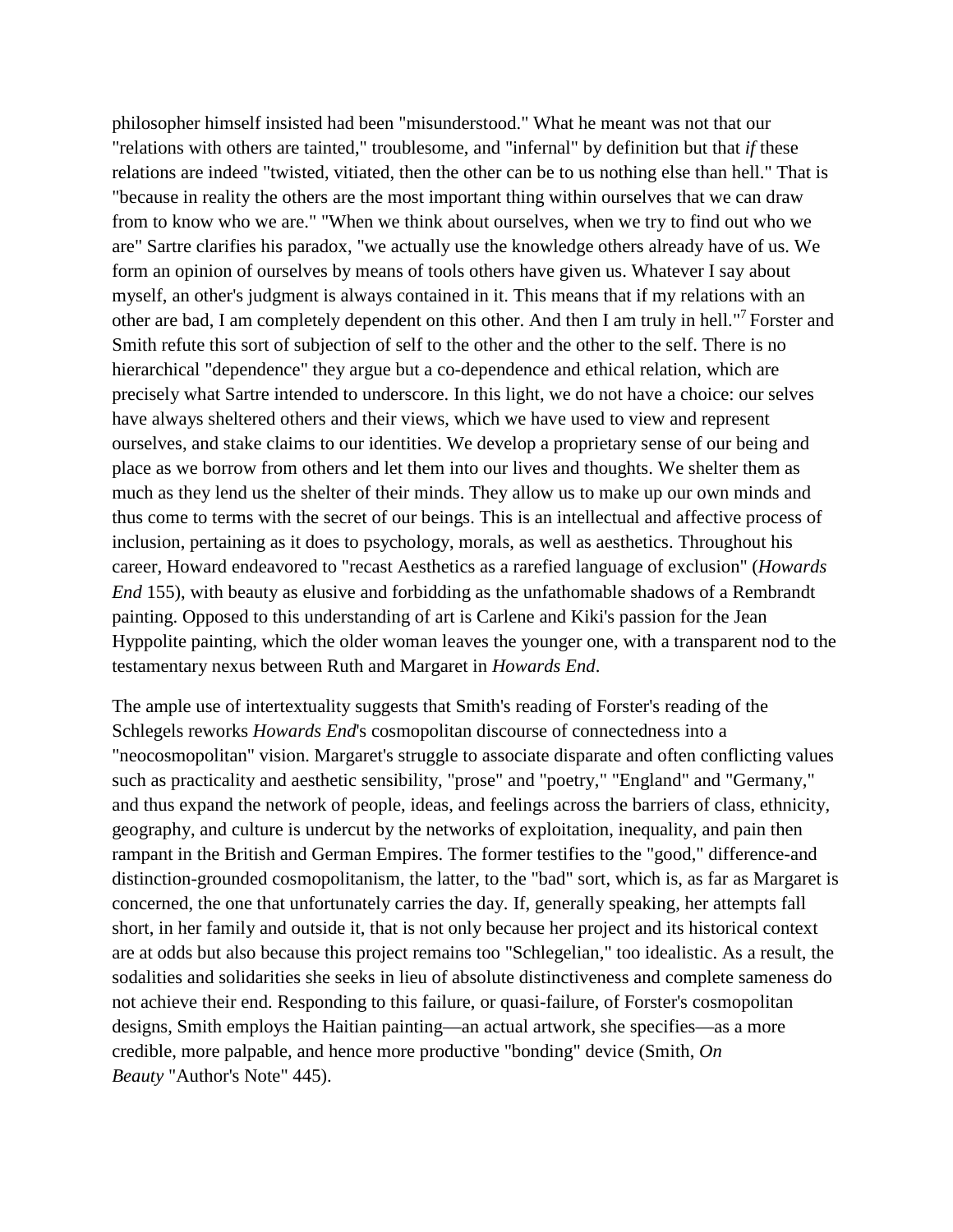philosopher himself insisted had been "misunderstood." What he meant was not that our "relations with others are tainted," troublesome, and "infernal" by definition but that *if* these relations are indeed "twisted, vitiated, then the other can be to us nothing else than hell." That is "because in reality the others are the most important thing within ourselves that we can draw from to know who we are." "When we think about ourselves, when we try to find out who we are" Sartre clarifies his paradox, "we actually use the knowledge others already have of us. We form an opinion of ourselves by means of tools others have given us. Whatever I say about myself, an other's judgment is always contained in it. This means that if my relations with an other are bad, I am completely dependent on this other. And then I am truly in hell."[7] Forster and Smith refute this sort of subjection of self to the other and the other to the self. There is no hierarchical "dependence" they argue but a co-dependence and ethical relation, which are precisely what Sartre intended to underscore. In this light, we do not have a choice: our selves have always sheltered others and their views, which we have used to view and represent ourselves, and stake claims to our identities. We develop a proprietary sense of our being and place as we borrow from others and let them into our lives and thoughts. We shelter them as much as they lend us the shelter of their minds. They allow us to make up our own minds and thus come to terms with the secret of our beings. This is an intellectual and affective process of inclusion, pertaining as it does to psychology, morals, as well as aesthetics. Throughout his career, Howard endeavored to "recast Aesthetics as a rarefied language of exclusion" (*Howards End* 155), with beauty as elusive and forbidding as the unfathomable shadows of a Rembrandt painting. Opposed to this understanding of art is Carlene and Kiki's passion for the Jean Hyppolite painting, which the older woman leaves the younger one, with a transparent nod to the testamentary nexus between Ruth and Margaret in *Howards End*.

The ample use of intertextuality suggests that Smith's reading of Forster's reading of the Schlegels reworks *Howards End*'s cosmopolitan discourse of connectedness into a "neocosmopolitan" vision. Margaret's struggle to associate disparate and often conflicting values such as practicality and aesthetic sensibility, "prose" and "poetry," "England" and "Germany," and thus expand the network of people, ideas, and feelings across the barriers of class, ethnicity, geography, and culture is undercut by the networks of exploitation, inequality, and pain then rampant in the British and German Empires. The former testifies to the "good," difference-and distinction-grounded cosmopolitanism, the latter, to the "bad" sort, which is, as far as Margaret is concerned, the one that unfortunately carries the day. If, generally speaking, her attempts fall short, in her family and outside it, that is not only because her project and its historical context are at odds but also because this project remains too "Schlegelian," too idealistic. As a result, the sodalities and solidarities she seeks in lieu of absolute distinctiveness and complete sameness do not achieve their end. Responding to this failure, or quasi-failure, of Forster's cosmopolitan designs, Smith employs the Haitian painting—an actual artwork, she specifies—as a more credible, more palpable, and hence more productive "bonding" device (Smith, *On Beauty* "Author's Note" 445).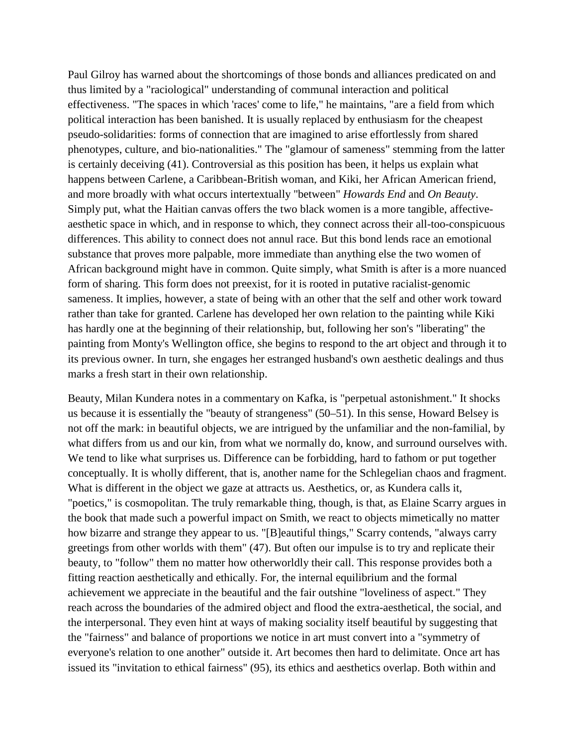Paul Gilroy has warned about the shortcomings of those bonds and alliances predicated on and thus limited by a "raciological" understanding of communal interaction and political effectiveness. "The spaces in which 'races' come to life," he maintains, "are a field from which political interaction has been banished. It is usually replaced by enthusiasm for the cheapest pseudo-solidarities: forms of connection that are imagined to arise effortlessly from shared phenotypes, culture, and bio-nationalities." The "glamour of sameness" stemming from the latter is certainly deceiving (41). Controversial as this position has been, it helps us explain what happens between Carlene, a Caribbean-British woman, and Kiki, her African American friend, and more broadly with what occurs intertextually "between" *Howards End* and *On Beauty*. Simply put, what the Haitian canvas offers the two black women is a more tangible, affective-aesthetic space in which, and in response to which, they connect across their all-too-conspicuous differences. This ability to connect does not annul race. But this bond lends race an emotional substance that proves more palpable, more immediate than anything else the two women of African background might have in common. Quite simply, what Smith is after is a more nuanced form of sharing. This form does not preexist, for it is rooted in putative racialist-genomic sameness. It implies, however, a state of being with an other that the self and other work toward rather than take for granted. Carlene has developed her own relation to the painting while Kiki has hardly one at the beginning of their relationship, but, following her son's "liberating" the painting from Monty's Wellington office, she begins to respond to the art object and through it to its previous owner. In turn, she engages her estranged husband's own aesthetic dealings and thus marks a fresh start in their own relationship.

Beauty, Milan Kundera notes in a commentary on Kafka, is "perpetual astonishment." It shocks us because it is essentially the "beauty of strangeness" (50–51). In this sense, Howard Belsey is not off the mark: in beautiful objects, we are intrigued by the unfamiliar and the non-familial, by what differs from us and our kin, from what we normally do, know, and surround ourselves with. We tend to like what surprises us. Difference can be forbidding, hard to fathom or put together conceptually. It is wholly different, that is, another name for the Schlegelian chaos and fragment. What is different in the object we gaze at attracts us. Aesthetics, or, as Kundera calls it, "poetics," is cosmopolitan. The truly remarkable thing, though, is that, as Elaine Scarry argues in the book that made such a powerful impact on Smith, we react to objects mimetically no matter how bizarre and strange they appear to us. "[B]eautiful things," Scarry contends, "always carry greetings from other worlds with them" (47). But often our impulse is to try and replicate their beauty, to "follow" them no matter how otherworldly their call. This response provides both a fitting reaction aesthetically and ethically. For, the internal equilibrium and the formal achievement we appreciate in the beautiful and the fair outshine "loveliness of aspect." They reach across the boundaries of the admired object and flood the extra-aesthetical, the social, and the interpersonal. They even hint at ways of making sociality itself beautiful by suggesting that the "fairness" and balance of proportions we notice in art must convert into a "symmetry of everyone's relation to one another" outside it. Art becomes then hard to delimitate. Once art has issued its "invitation to ethical fairness" (95), its ethics and aesthetics overlap. Both within and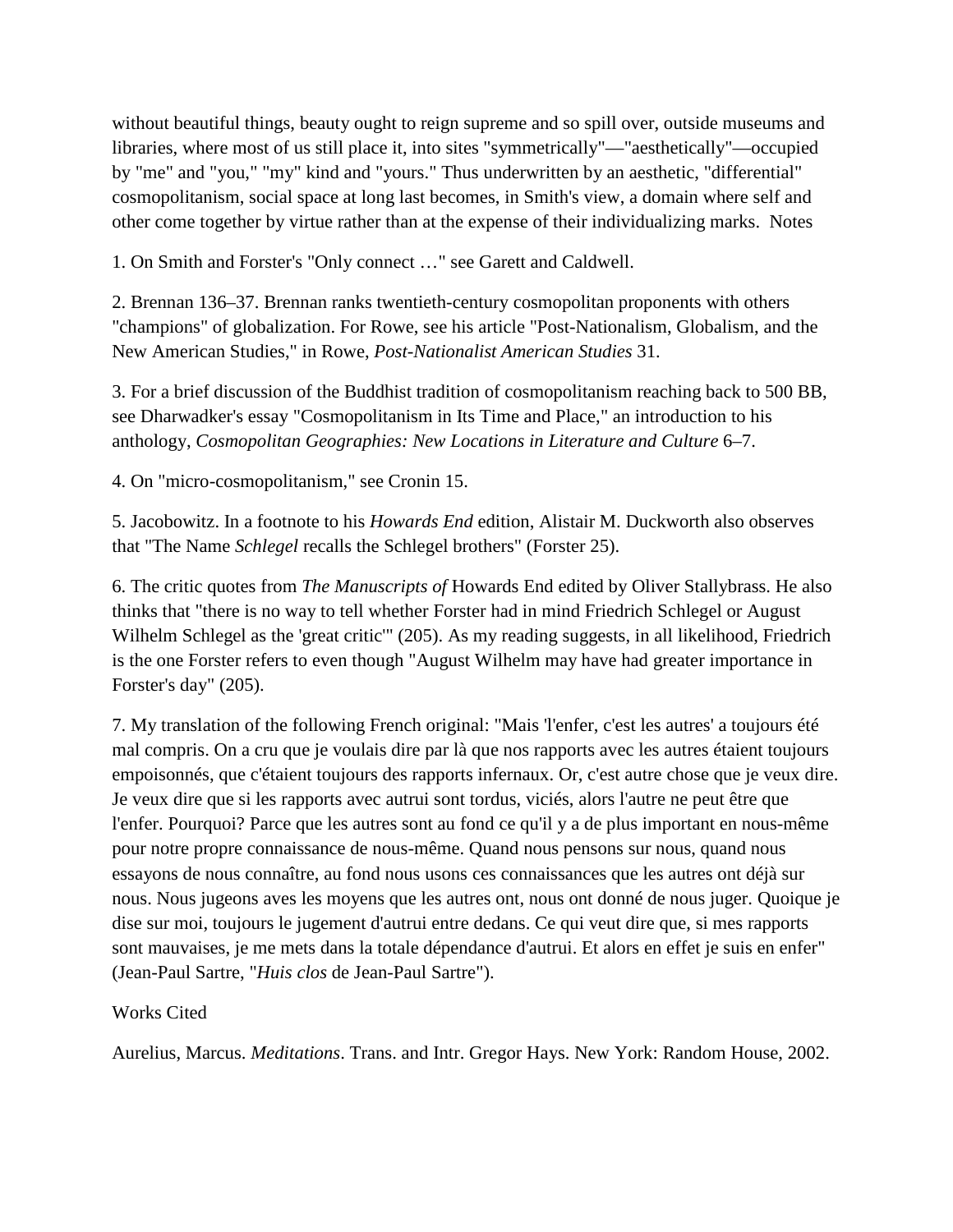without beautiful things, beauty ought to reign supreme and so spill over, outside museums and libraries, where most of us still place it, into sites "symmetrically"—"aesthetically"—occupied by "me" and "you," "my" kind and "yours." Thus underwritten by an aesthetic, "differential" cosmopolitanism, social space at long last becomes, in Smith's view, a domain where self and other come together by virtue rather than at the expense of their individualizing marks.

## Notes

1. On Smith and Forster's "Only connect …" see Garett and Caldwell.

2. Brennan 136–37. Brennan ranks twentieth-century cosmopolitan proponents with others "champions" of globalization. For Rowe, see his article "Post-Nationalism, Globalism, and the New American Studies," in Rowe, *Post-Nationalist American Studies* 31.

3. For a brief discussion of the Buddhist tradition of cosmopolitanism reaching back to 500 BB, see Dharwadker's essay "Cosmopolitanism in Its Time and Place," an introduction to his anthology, *Cosmopolitan Geographies: New Locations in Literature and Culture* 6–7.

4. On "micro-cosmopolitanism," see Cronin 15.

5. Jacobowitz. In a footnote to his *Howards End* edition, Alistair M. Duckworth also observes that "The Name *Schlegel* recalls the Schlegel brothers" (Forster 25).

6. The critic quotes from *The Manuscripts of* Howards End edited by Oliver Stallybrass. He also thinks that "there is no way to tell whether Forster had in mind Friedrich Schlegel or August Wilhelm Schlegel as the 'great critic'" (205). As my reading suggests, in all likelihood, Friedrich is the one Forster refers to even though "August Wilhelm may have had greater importance in Forster's day" (205).

7. My translation of the following French original: "Mais 'l'enfer, c'est les autres' a toujours été mal compris. On a cru que je voulais dire par là que nos rapports avec les autres étaient toujours empoisonnés, que c'étaient toujours des rapports infernaux. Or, c'est autre chose que je veux dire. Je veux dire que si les rapports avec autrui sont tordus, viciés, alors l'autre ne peut être que l'enfer. Pourquoi? Parce que les autres sont au fond ce qu'il y a de plus important en nous-même pour notre propre connaissance de nous-même. Quand nous pensons sur nous, quand nous essayons de nous connaître, au fond nous usons ces connaissances que les autres ont déjà sur nous. Nous jugeons aves les moyens que les autres ont, nous ont donné de nous juger. Quoique je dise sur moi, toujours le jugement d'autrui entre dedans. Ce qui veut dire que, si mes rapports sont mauvaises, je me mets dans la totale dépendance d'autrui. Et alors en effet je suis en enfer" (Jean-Paul Sartre, "*Huis clos* de Jean-Paul Sartre").

## Works Cited

Aurelius, Marcus. *Meditations*. Trans. and Intr. Gregor Hays. New York: Random House, 2002.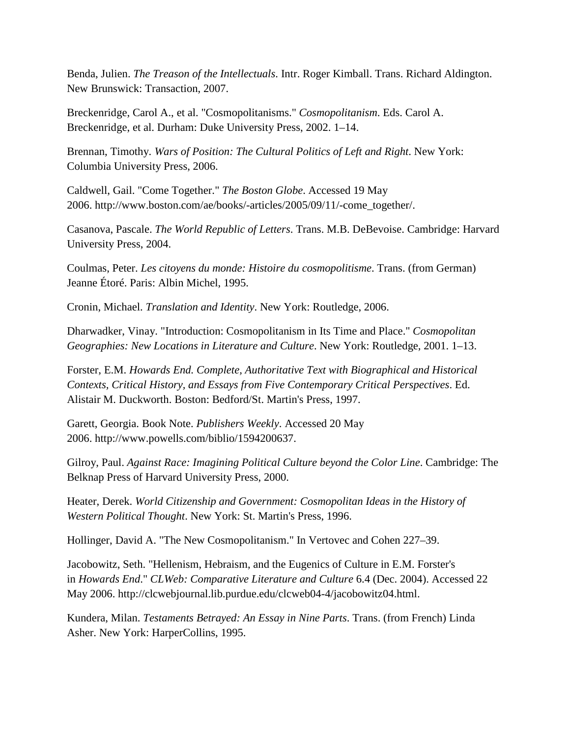Benda, Julien. *The Treason of the Intellectuals*. Intr. Roger Kimball. Trans. Richard Aldington. New Brunswick: Transaction, 2007.

Breckenridge, Carol A., et al. "Cosmopolitanisms." *Cosmopolitanism*. Eds. Carol A. Breckenridge, et al. Durham: Duke University Press, 2002. 1–14.

Brennan, Timothy. *Wars of Position: The Cultural Politics of Left and Right*. New York: Columbia University Press, 2006.

Caldwell, Gail. "Come Together." *The Boston Globe*. Accessed 19 May 2006. http://www.boston.com/ae/books/-articles/2005/09/11/-come_together/.

Casanova, Pascale. *The World Republic of Letters*. Trans. M.B. DeBevoise. Cambridge: Harvard University Press, 2004.

Coulmas, Peter. *Les citoyens du monde: Histoire du cosmopolitisme*. Trans. (from German) Jeanne Étoré. Paris: Albin Michel, 1995.

Cronin, Michael. *Translation and Identity*. New York: Routledge, 2006.

Dharwadker, Vinay. "Introduction: Cosmopolitanism in Its Time and Place." *Cosmopolitan Geographies: New Locations in Literature and Culture*. New York: Routledge, 2001. 1–13.

Forster, E.M. *Howards End. Complete, Authoritative Text with Biographical and Historical Contexts, Critical History, and Essays from Five Contemporary Critical Perspectives*. Ed. Alistair M. Duckworth. Boston: Bedford/St. Martin's Press, 1997.

Garett, Georgia. Book Note. *Publishers Weekly*. Accessed 20 May 2006. http://www.powells.com/biblio/1594200637.

Gilroy, Paul. *Against Race: Imagining Political Culture beyond the Color Line*. Cambridge: The Belknap Press of Harvard University Press, 2000.

Heater, Derek. *World Citizenship and Government: Cosmopolitan Ideas in the History of Western Political Thought*. New York: St. Martin's Press, 1996.

Hollinger, David A. "The New Cosmopolitanism." In Vertovec and Cohen 227–39.

Jacobowitz, Seth. "Hellenism, Hebraism, and the Eugenics of Culture in E.M. Forster's in *Howards End*." *CLWeb: Comparative Literature and Culture* 6.4 (Dec. 2004). Accessed 22 May 2006. http://clcwebjournal.lib.purdue.edu/clcweb04-4/jacobowitz04.html.

Kundera, Milan. *Testaments Betrayed: An Essay in Nine Parts*. Trans. (from French) Linda Asher. New York: HarperCollins, 1995.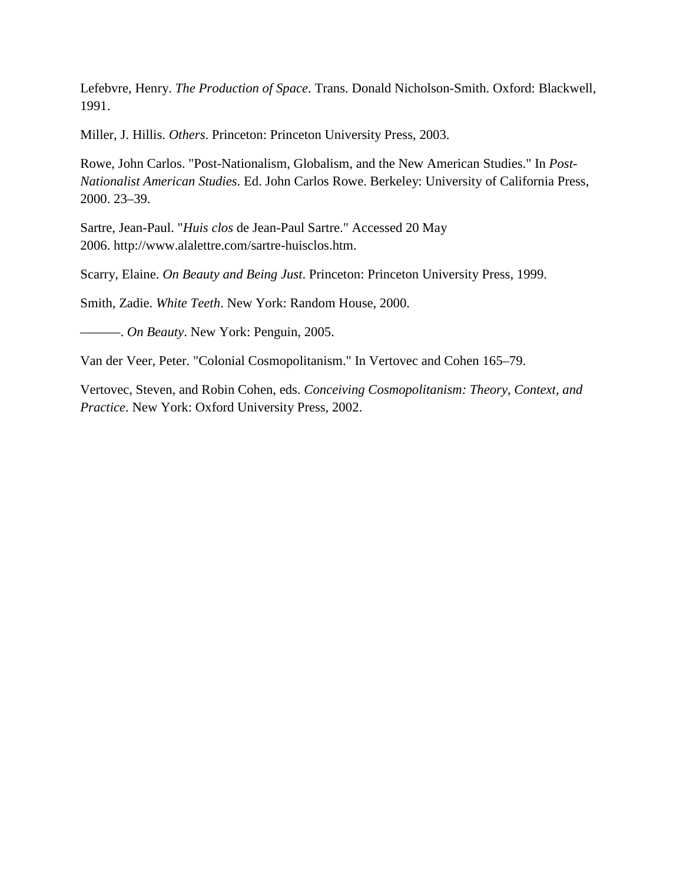Lefebvre, Henry. *The Production of Space*. Trans. Donald Nicholson-Smith. Oxford: Blackwell, 1991.

Miller, J. Hillis. *Others*. Princeton: Princeton University Press, 2003.

Rowe, John Carlos. "Post-Nationalism, Globalism, and the New American Studies." In *Post-Nationalist American Studies*. Ed. John Carlos Rowe. Berkeley: University of California Press, 2000. 23–39.

Sartre, Jean-Paul. "*Huis clos* de Jean-Paul Sartre." Accessed 20 May 2006. http://www.alalettre.com/sartre-huisclos.htm.

Scarry, Elaine. *On Beauty and Being Just*. Princeton: Princeton University Press, 1999.

Smith, Zadie. *White Teeth*. New York: Random House, 2000.

———. *On Beauty*. New York: Penguin, 2005.

Van der Veer, Peter. "Colonial Cosmopolitanism." In Vertovec and Cohen 165–79.

Vertovec, Steven, and Robin Cohen, eds. *Conceiving Cosmopolitanism: Theory, Context, and Practice*. New York: Oxford University Press, 2002.